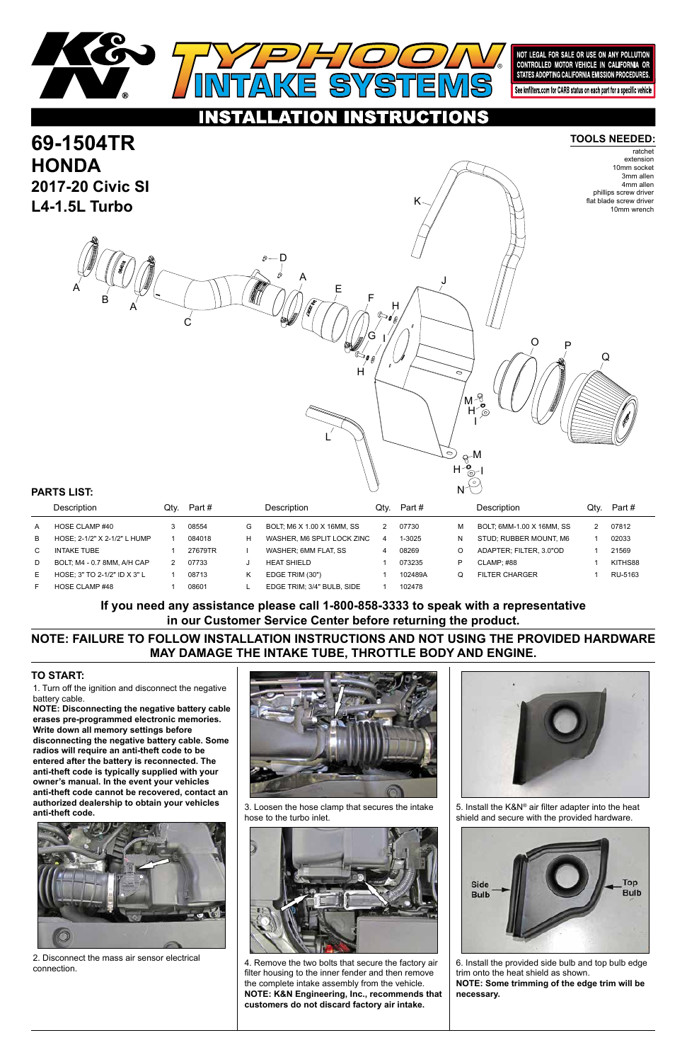# K&N TYPHOON INTAKE SYSTEMS

NOT LEGAL FOR SALE OR USE ON ANY POLLUTION CONTROLLED MOTOR VEHICLE IN CALIFORNIA OR STATES ADOPTING CALIFORNIA EMISSION PROCEDURES.

See knfilters.com for CARB status on each part for a specific vehicle

## INSTALLATION INSTRUCTIONS

# 69-1504TR
## HONDA
### 2017-20 Civic SI
### L4-1.5L Turbo

**TOOLS NEEDED:**
ratchet
extension
10mm socket
3mm allen
4mm allen
phillips screw driver
flat blade screw driver
10mm wrench

**PARTS LIST:**

| | Description | Qty. | Part # | | Description | Qty. | Part # | | Description | Qty. | Part # |
|---|---|---|---|---|---|---|---|---|---|---|---|
| A | HOSE CLAMP #40 | 3 | 08554 | G | BOLT; M6 X 1.00 X 16MM, SS | 2 | 07730 | M | BOLT; 6MM-1.00 X 16MM, SS | 2 | 07812 |
| B | HOSE; 2-1/2" X 2-1/2" L HUMP | 1 | 084018 | H | WASHER, M6 SPLIT LOCK ZINC | 4 | 1-3025 | N | STUD; RUBBER MOUNT, M6 | 1 | 02033 |
| C | INTAKE TUBE | 1 | 27679TR | I | WASHER; 6MM FLAT, SS | 4 | 08269 | O | ADAPTER; FILTER, 3.0"OD | 1 | 21569 |
| D | BOLT; M4 - 0.7 8MM, A/H CAP | 2 | 07733 | J | HEAT SHIELD | 1 | 073235 | P | CLAMP; #88 | 1 | KITHS88 |
| E | HOSE; 3" TO 2-1/2" ID X 3" L | 1 | 08713 | K | EDGE TRIM (30") | 1 | 102489A | Q | FILTER CHARGER | 1 | RU-5163 |
| F | HOSE CLAMP #48 | 1 | 08601 | L | EDGE TRIM; 3/4" BULB, SIDE | 1 | 102478 | | | | |

**If you need any assistance please call 1-800-858-3333 to speak with a representative in our Customer Service Center before returning the product.**

**NOTE: FAILURE TO FOLLOW INSTALLATION INSTRUCTIONS AND NOT USING THE PROVIDED HARDWARE MAY DAMAGE THE INTAKE TUBE, THROTTLE BODY AND ENGINE.**

**TO START:**

1. Turn off the ignition and disconnect the negative battery cable.

**NOTE: Disconnecting the negative battery cable erases pre-programmed electronic memories. Write down all memory settings before disconnecting the negative battery cable. Some radios will require an anti-theft code to be entered after the battery is reconnected. The anti-theft code is typically supplied with your owner's manual. In the event your vehicles anti-theft code cannot be recovered, contact an authorized dealership to obtain your vehicles anti-theft code.**

2. Disconnect the mass air sensor electrical connection.

3. Loosen the hose clamp that secures the intake hose to the turbo inlet.

4. Remove the two bolts that secure the factory air filter housing to the inner fender and then remove the complete intake assembly from the vehicle. **NOTE: K&N Engineering, Inc., recommends that customers do not discard factory air intake.**

5. Install the K&N® air filter adapter into the heat shield and secure with the provided hardware.

6. Install the provided side bulb and top bulb edge trim onto the heat shield as shown. **NOTE: Some trimming of the edge trim will be necessary.**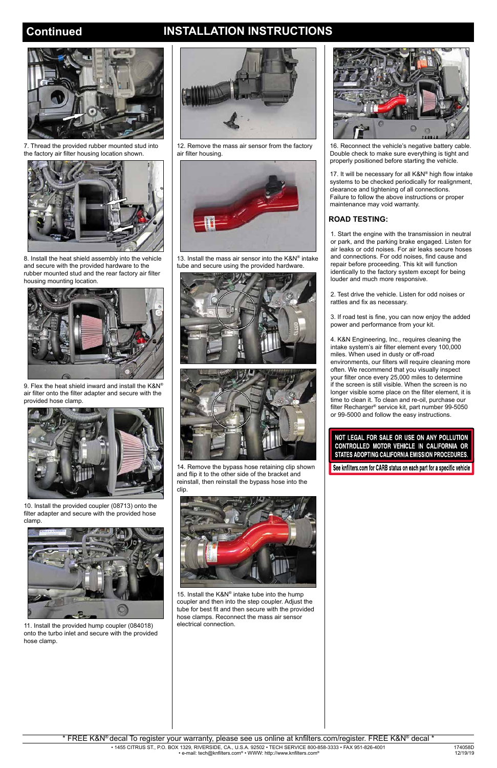## Continued

# INSTALLATION INSTRUCTIONS

7. Thread the provided rubber mounted stud into the factory air filter housing location shown.

8. Install the heat shield assembly into the vehicle and secure with the provided hardware to the rubber mounted stud and the rear factory air filter housing mounting location.

9. Flex the heat shield inward and install the K&N® air filter onto the filter adapter and secure with the provided hose clamp.

10. Install the provided coupler (08713) onto the filter adapter and secure with the provided hose clamp.

11. Install the provided hump coupler (084018) onto the turbo inlet and secure with the provided hose clamp.

12. Remove the mass air sensor from the factory air filter housing.

13. Install the mass air sensor into the K&N® intake tube and secure using the provided hardware.

14. Remove the bypass hose retaining clip shown and flip it to the other side of the bracket and reinstall, then reinstall the bypass hose into the clip.

15. Install the K&N® intake tube into the hump coupler and then into the step coupler. Adjust the tube for best fit and then secure with the provided hose clamps. Reconnect the mass air sensor electrical connection.

16. Reconnect the vehicle's negative battery cable. Double check to make sure everything is tight and properly positioned before starting the vehicle.

17. It will be necessary for all K&N® high flow intake systems to be checked periodically for realignment, clearance and tightening of all connections. Failure to follow the above instructions or proper maintenance may void warranty.

### ROAD TESTING:

1. Start the engine with the transmission in neutral or park, and the parking brake engaged. Listen for air leaks or odd noises. For air leaks secure hoses and connections. For odd noises, find cause and repair before proceeding. This kit will function identically to the factory system except for being louder and much more responsive.

2. Test drive the vehicle. Listen for odd noises or rattles and fix as necessary.

3. If road test is fine, you can now enjoy the added power and performance from your kit.

4. K&N Engineering, Inc., requires cleaning the intake system's air filter element every 100,000 miles. When used in dusty or off-road environments, our filters will require cleaning more often. We recommend that you visually inspect your filter once every 25,000 miles to determine if the screen is still visible. When the screen is no longer visible some place on the filter element, it is time to clean it. To clean and re-oil, purchase our filter Recharger® service kit, part number 99-5050 or 99-5000 and follow the easy instructions.

**NOT LEGAL FOR SALE OR USE ON ANY POLLUTION CONTROLLED MOTOR VEHICLE IN CALIFORNIA OR STATES ADOPTING CALIFORNIA EMISSION PROCEDURES.**

**See knfilters.com for CARB status on each part for a specific vehicle**

* FREE K&N® decal To register your warranty, please see us online at knfilters.com/register. FREE K&N® decal *

• 1455 CITRUS ST., P.O. BOX 1329, RIVERSIDE, CA., U.S.A. 92502 • TECH SERVICE 800-858-3333 • FAX 951-826-4001
• e-mail: tech@knfilters.com® • WWW: http://www.knfilters.com®

174058D
12/19/19